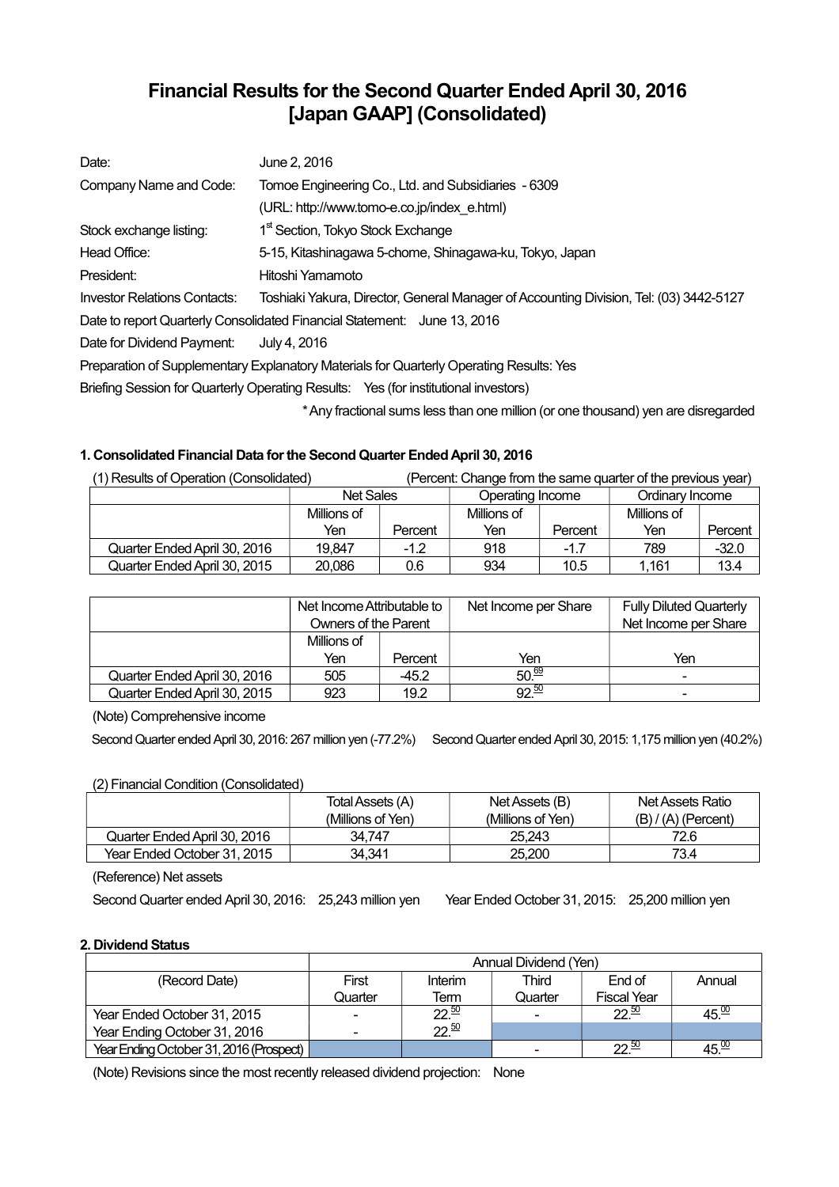# Financial Results for the Second Quarter Ended April 30, 2016 [Japan GAAP] (Consolidated)

| | |
|---|---|
| Date: | June 2, 2016 |
| Company Name and Code: | Tomoe Engineering Co., Ltd. and Subsidiaries - 6309 |
| | (URL: http://www.tomo-e.co.jp/index_e.html) |
| Stock exchange listing: | 1st Section, Tokyo Stock Exchange |
| Head Office: | 5-15, Kitashinagawa 5-chome, Shinagawa-ku, Tokyo, Japan |
| President: | Hitoshi Yamamoto |
| Investor Relations Contacts: | Toshiaki Yakura, Director, General Manager of Accounting Division, Tel: (03) 3442-5127 |

Date to report Quarterly Consolidated Financial Statement: June 13, 2016

Date for Dividend Payment: July 4, 2016

Preparation of Supplementary Explanatory Materials for Quarterly Operating Results: Yes

Briefing Session for Quarterly Operating Results: Yes (for institutional investors)

\* Any fractional sums less than one million (or one thousand) yen are disregarded

### 1. Consolidated Financial Data for the Second Quarter Ended April 30, 2016

(1) Results of Operation (Consolidated) (Percent: Change from the same quarter of the previous year)

| | Net Sales | | Operating Income | | Ordinary Income | |
|---|---|---|---|---|---|---|
| | Millions of Yen | Percent | Millions of Yen | Percent | Millions of Yen | Percent |
| Quarter Ended April 30, 2016 | 19,847 | -1.2 | 918 | -1.7 | 789 | -32.0 |
| Quarter Ended April 30, 2015 | 20,086 | 0.6 | 934 | 10.5 | 1,161 | 13.4 |

| | Net Income Attributable to Owners of the Parent | | Net Income per Share | Fully Diluted Quarterly Net Income per Share |
|---|---|---|---|---|
| | Millions of Yen | Percent | Yen | Yen |
| Quarter Ended April 30, 2016 | 505 | -45.2 | 50.69 | - |
| Quarter Ended April 30, 2015 | 923 | 19.2 | 92.50 | - |

(Note) Comprehensive income

Second Quarter ended April 30, 2016: 267 million yen (-77.2%) Second Quarter ended April 30, 2015: 1,175 million yen (40.2%)

(2) Financial Condition (Consolidated)

| | Total Assets (A) (Millions of Yen) | Net Assets (B) (Millions of Yen) | Net Assets Ratio (B) / (A) (Percent) |
|---|---|---|---|
| Quarter Ended April 30, 2016 | 34,747 | 25,243 | 72.6 |
| Year Ended October 31, 2015 | 34,341 | 25,200 | 73.4 |

(Reference) Net assets

Second Quarter ended April 30, 2016: 25,243 million yen Year Ended October 31, 2015: 25,200 million yen

### 2. Dividend Status

| | Annual Dividend (Yen) | | | | |
|---|---|---|---|---|---|
| (Record Date) | First Quarter | Interim Term | Third Quarter | End of Fiscal Year | Annual |
| Year Ended October 31, 2015 | - | 22.50 | - | 22.50 | 45.00 |
| Year Ending October 31, 2016 | - | 22.50 | | | |
| Year Ending October 31, 2016 (Prospect) | | | - | 22.50 | 45.00 |

(Note) Revisions since the most recently released dividend projection: None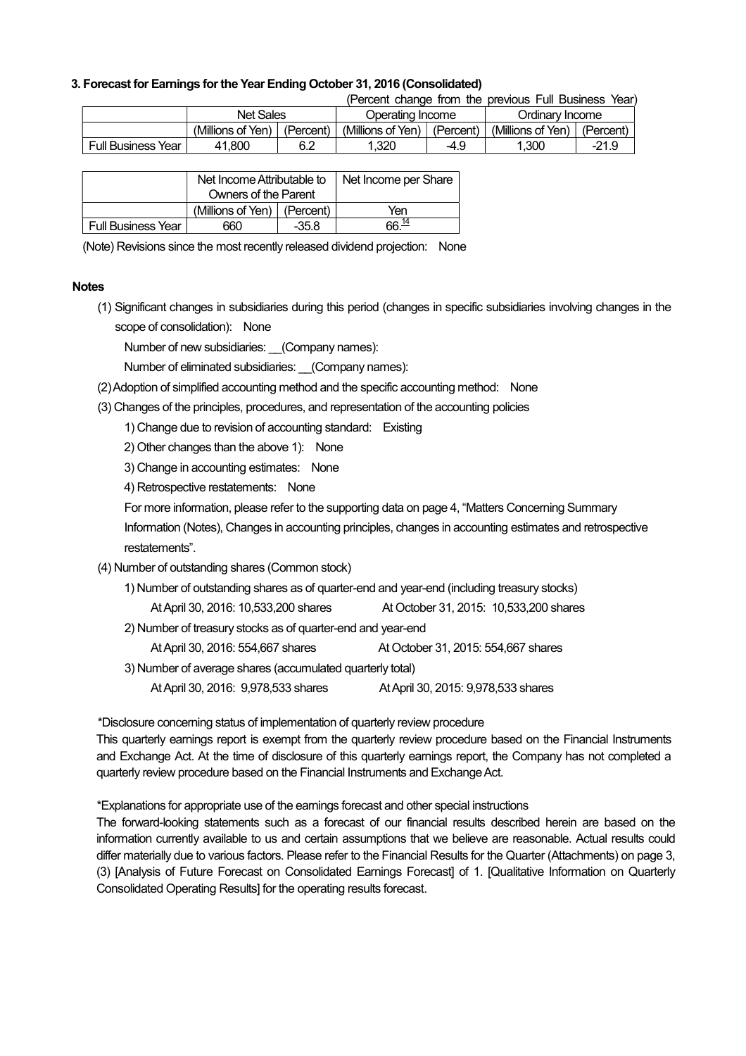### 3. Forecast for Earnings for the Year Ending October 31, 2016 (Consolidated)

(Percent change from the previous Full Business Year)

| | Net Sales | | Operating Income | | Ordinary Income | |
|---|---|---|---|---|---|---|
| | (Millions of Yen) | (Percent) | (Millions of Yen) | (Percent) | (Millions of Yen) | (Percent) |
| Full Business Year | 41,800 | 6.2 | 1,320 | -4.9 | 1,300 | -21.9 |

| | Net Income Attributable to Owners of the Parent | | Net Income per Share |
|---|---|---|---|
| | (Millions of Yen) | (Percent) | Yen |
| Full Business Year | 660 | -35.8 | 66.14 |

(Note) Revisions since the most recently released dividend projection: None

**Notes**

(1) Significant changes in subsidiaries during this period (changes in specific subsidiaries involving changes in the scope of consolidation): None

Number of new subsidiaries: __(Company names):

Number of eliminated subsidiaries: __(Company names):

(2) Adoption of simplified accounting method and the specific accounting method: None

(3) Changes of the principles, procedures, and representation of the accounting policies

1) Change due to revision of accounting standard: Existing

2) Other changes than the above 1): None

3) Change in accounting estimates: None

4) Retrospective restatements: None

For more information, please refer to the supporting data on page 4, "Matters Concerning Summary Information (Notes), Changes in accounting principles, changes in accounting estimates and retrospective restatements".

(4) Number of outstanding shares (Common stock)

1) Number of outstanding shares as of quarter-end and year-end (including treasury stocks)

At April 30, 2016: 10,533,200 shares At October 31, 2015: 10,533,200 shares

2) Number of treasury stocks as of quarter-end and year-end

At April 30, 2016: 554,667 shares At October 31, 2015: 554,667 shares

3) Number of average shares (accumulated quarterly total)

At April 30, 2016: 9,978,533 shares At April 30, 2015: 9,978,533 shares

*Disclosure concerning status of implementation of quarterly review procedure

This quarterly earnings report is exempt from the quarterly review procedure based on the Financial Instruments and Exchange Act. At the time of disclosure of this quarterly earnings report, the Company has not completed a quarterly review procedure based on the Financial Instruments and Exchange Act.

*Explanations for appropriate use of the earnings forecast and other special instructions

The forward-looking statements such as a forecast of our financial results described herein are based on the information currently available to us and certain assumptions that we believe are reasonable. Actual results could differ materially due to various factors. Please refer to the Financial Results for the Quarter (Attachments) on page 3, (3) [Analysis of Future Forecast on Consolidated Earnings Forecast] of 1. [Qualitative Information on Quarterly Consolidated Operating Results] for the operating results forecast.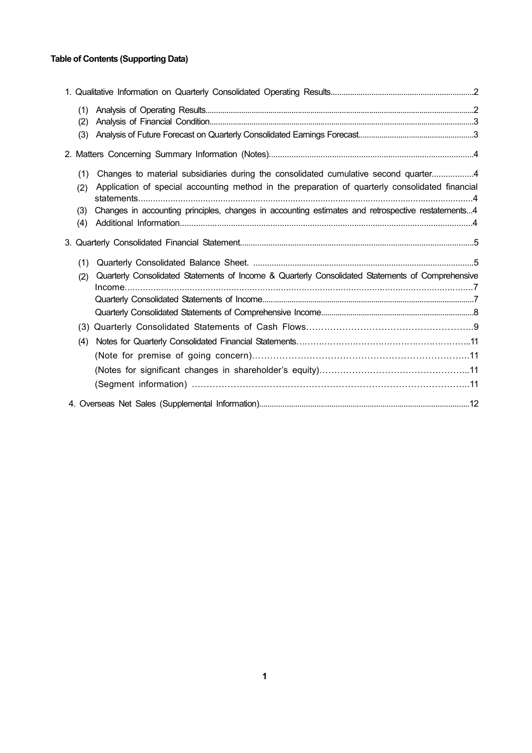**Table of Contents (Supporting Data)**

1. Qualitative Information on Quarterly Consolidated Operating Results..................................................................2
   - (1) Analysis of Operating Results..........................................................................................................................2
   - (2) Analysis of Financial Condition.......................................................................................................................3
   - (3) Analysis of Future Forecast on Quarterly Consolidated Earnings Forecast......................................................3
2. Matters Concerning Summary Information (Notes)...........................................................................................4
   - (1) Changes to material subsidiaries during the consolidated cumulative second quarter..................4
   - (2) Application of special accounting method in the preparation of quarterly consolidated financial statements.....................................................................................................................................4
   - (3) Changes in accounting principles, changes in accounting estimates and retrospective restatements...4
   - (4) Additional Information.............................................................................................................................4
3. Quarterly Consolidated Financial Statement...........................................................................................................5
   - (1) Quarterly Consolidated Balance Sheet. ...............................................................................................5
   - (2) Quarterly Consolidated Statements of Income & Quarterly Consolidated Statements of Comprehensive Income.....................................................................................................................................7
     - Quarterly Consolidated Statements of Income..................................................................................................7
     - Quarterly Consolidated Statements of Comprehensive Income........................................................................8
   - (3) Quarterly Consolidated Statements of Cash Flows………………………………………………..9
   - (4) Notes for Quarterly Consolidated Financial Statements……………………………………………………..11
     - (Note for premise of going concern)………………………………………………………………..11
     - (Notes for significant changes in shareholder's equity)…………………………………………...11
     - (Segment information) ……………………………………………………………………………...11
4. Overseas Net Sales (Supplemental Information).................................................................................................12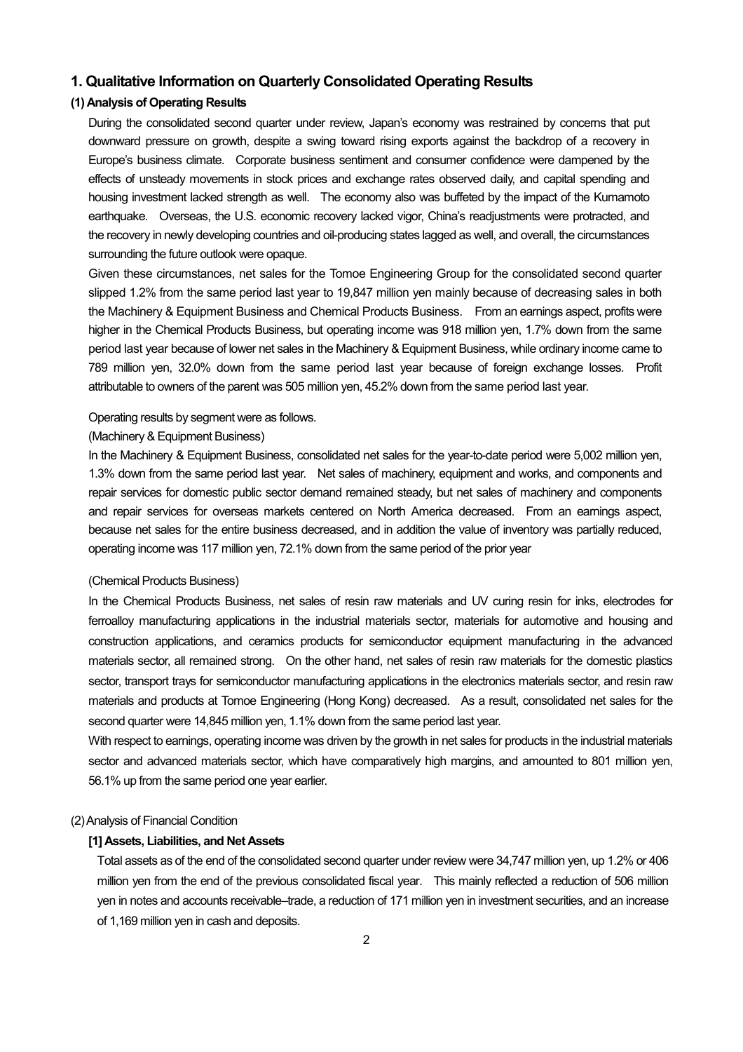## 1. Qualitative Information on Quarterly Consolidated Operating Results

### (1) Analysis of Operating Results

During the consolidated second quarter under review, Japan's economy was restrained by concerns that put downward pressure on growth, despite a swing toward rising exports against the backdrop of a recovery in Europe's business climate. Corporate business sentiment and consumer confidence were dampened by the effects of unsteady movements in stock prices and exchange rates observed daily, and capital spending and housing investment lacked strength as well. The economy also was buffeted by the impact of the Kumamoto earthquake. Overseas, the U.S. economic recovery lacked vigor, China's readjustments were protracted, and the recovery in newly developing countries and oil-producing states lagged as well, and overall, the circumstances surrounding the future outlook were opaque.

Given these circumstances, net sales for the Tomoe Engineering Group for the consolidated second quarter slipped 1.2% from the same period last year to 19,847 million yen mainly because of decreasing sales in both the Machinery & Equipment Business and Chemical Products Business. From an earnings aspect, profits were higher in the Chemical Products Business, but operating income was 918 million yen, 1.7% down from the same period last year because of lower net sales in the Machinery & Equipment Business, while ordinary income came to 789 million yen, 32.0% down from the same period last year because of foreign exchange losses. Profit attributable to owners of the parent was 505 million yen, 45.2% down from the same period last year.

Operating results by segment were as follows.

(Machinery & Equipment Business)

In the Machinery & Equipment Business, consolidated net sales for the year-to-date period were 5,002 million yen, 1.3% down from the same period last year. Net sales of machinery, equipment and works, and components and repair services for domestic public sector demand remained steady, but net sales of machinery and components and repair services for overseas markets centered on North America decreased. From an earnings aspect, because net sales for the entire business decreased, and in addition the value of inventory was partially reduced, operating income was 117 million yen, 72.1% down from the same period of the prior year

(Chemical Products Business)

In the Chemical Products Business, net sales of resin raw materials and UV curing resin for inks, electrodes for ferroalloy manufacturing applications in the industrial materials sector, materials for automotive and housing and construction applications, and ceramics products for semiconductor equipment manufacturing in the advanced materials sector, all remained strong. On the other hand, net sales of resin raw materials for the domestic plastics sector, transport trays for semiconductor manufacturing applications in the electronics materials sector, and resin raw materials and products at Tomoe Engineering (Hong Kong) decreased. As a result, consolidated net sales for the second quarter were 14,845 million yen, 1.1% down from the same period last year.

With respect to earnings, operating income was driven by the growth in net sales for products in the industrial materials sector and advanced materials sector, which have comparatively high margins, and amounted to 801 million yen, 56.1% up from the same period one year earlier.

### (2) Analysis of Financial Condition

#### [1] Assets, Liabilities, and Net Assets

Total assets as of the end of the consolidated second quarter under review were 34,747 million yen, up 1.2% or 406 million yen from the end of the previous consolidated fiscal year. This mainly reflected a reduction of 506 million yen in notes and accounts receivable–trade, a reduction of 171 million yen in investment securities, and an increase of 1,169 million yen in cash and deposits.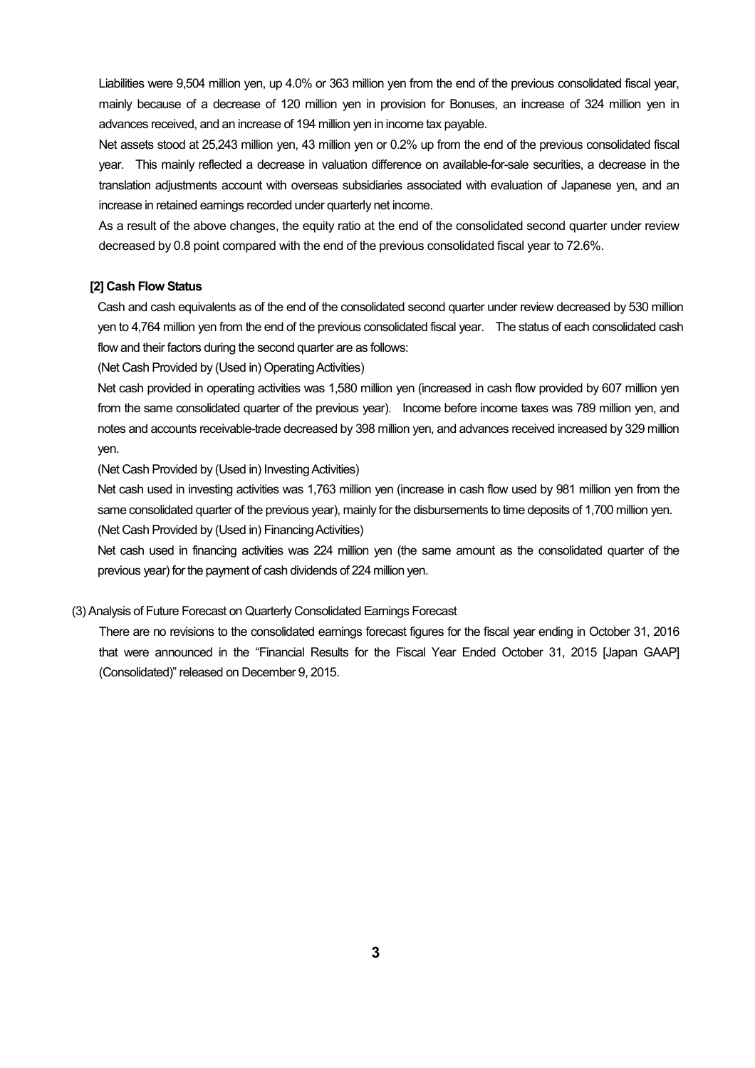Liabilities were 9,504 million yen, up 4.0% or 363 million yen from the end of the previous consolidated fiscal year, mainly because of a decrease of 120 million yen in provision for Bonuses, an increase of 324 million yen in advances received, and an increase of 194 million yen in income tax payable.

Net assets stood at 25,243 million yen, 43 million yen or 0.2% up from the end of the previous consolidated fiscal year. This mainly reflected a decrease in valuation difference on available-for-sale securities, a decrease in the translation adjustments account with overseas subsidiaries associated with evaluation of Japanese yen, and an increase in retained earnings recorded under quarterly net income.

As a result of the above changes, the equity ratio at the end of the consolidated second quarter under review decreased by 0.8 point compared with the end of the previous consolidated fiscal year to 72.6%.

**[2] Cash Flow Status**

Cash and cash equivalents as of the end of the consolidated second quarter under review decreased by 530 million yen to 4,764 million yen from the end of the previous consolidated fiscal year. The status of each consolidated cash flow and their factors during the second quarter are as follows:

(Net Cash Provided by (Used in) Operating Activities)

Net cash provided in operating activities was 1,580 million yen (increased in cash flow provided by 607 million yen from the same consolidated quarter of the previous year). Income before income taxes was 789 million yen, and notes and accounts receivable-trade decreased by 398 million yen, and advances received increased by 329 million yen.

(Net Cash Provided by (Used in) Investing Activities)

Net cash used in investing activities was 1,763 million yen (increase in cash flow used by 981 million yen from the same consolidated quarter of the previous year), mainly for the disbursements to time deposits of 1,700 million yen.

(Net Cash Provided by (Used in) Financing Activities)

Net cash used in financing activities was 224 million yen (the same amount as the consolidated quarter of the previous year) for the payment of cash dividends of 224 million yen.

(3) Analysis of Future Forecast on Quarterly Consolidated Earnings Forecast

There are no revisions to the consolidated earnings forecast figures for the fiscal year ending in October 31, 2016 that were announced in the "Financial Results for the Fiscal Year Ended October 31, 2015 [Japan GAAP] (Consolidated)" released on December 9, 2015.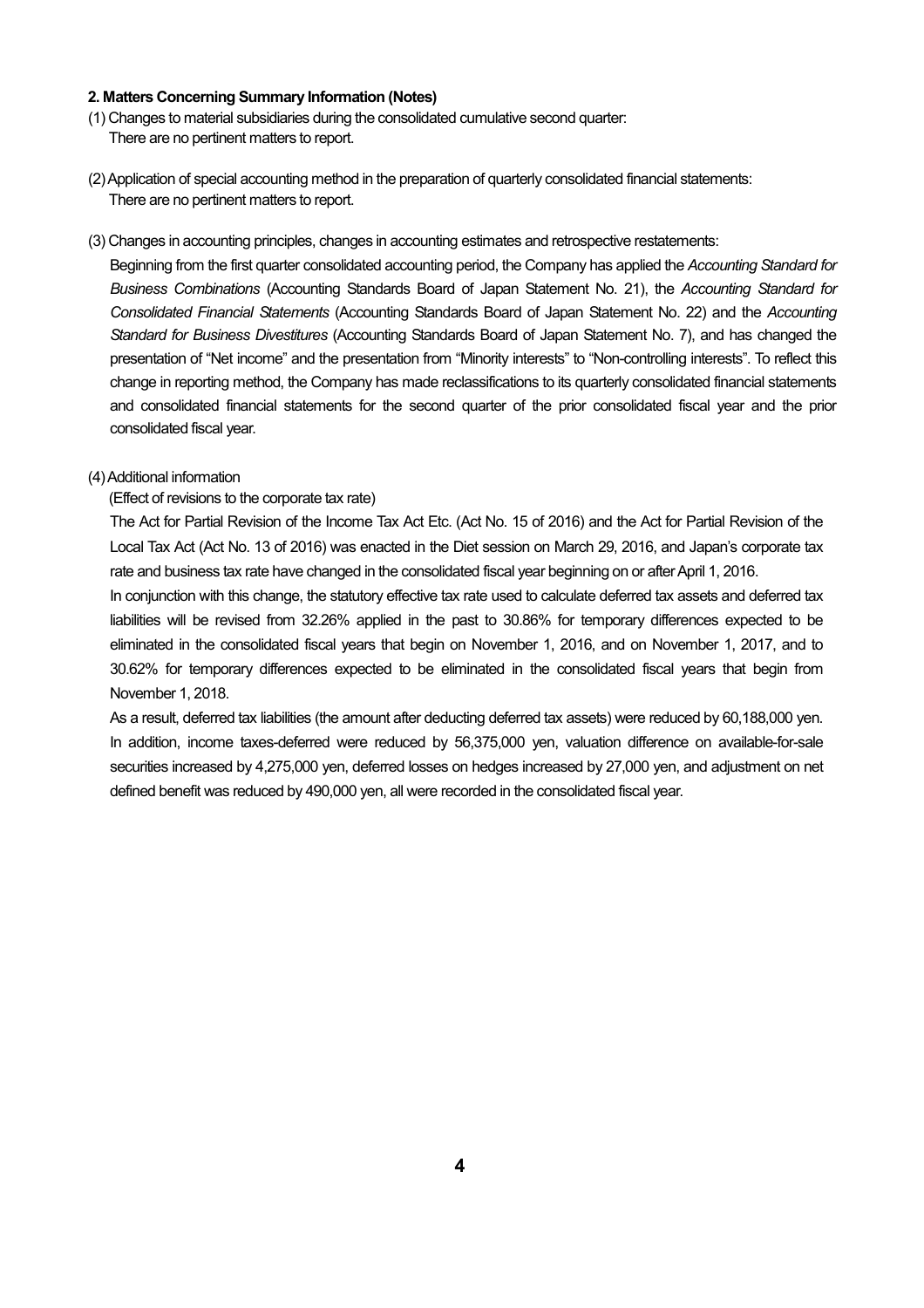## 2. Matters Concerning Summary Information (Notes)

(1) Changes to material subsidiaries during the consolidated cumulative second quarter:
There are no pertinent matters to report.

(2) Application of special accounting method in the preparation of quarterly consolidated financial statements:
There are no pertinent matters to report.

(3) Changes in accounting principles, changes in accounting estimates and retrospective restatements:

Beginning from the first quarter consolidated accounting period, the Company has applied the *Accounting Standard for Business Combinations* (Accounting Standards Board of Japan Statement No. 21), the *Accounting Standard for Consolidated Financial Statements* (Accounting Standards Board of Japan Statement No. 22) and the *Accounting Standard for Business Divestitures* (Accounting Standards Board of Japan Statement No. 7), and has changed the presentation of "Net income" and the presentation from "Minority interests" to "Non-controlling interests". To reflect this change in reporting method, the Company has made reclassifications to its quarterly consolidated financial statements and consolidated financial statements for the second quarter of the prior consolidated fiscal year and the prior consolidated fiscal year.

(4) Additional information

(Effect of revisions to the corporate tax rate)

The Act for Partial Revision of the Income Tax Act Etc. (Act No. 15 of 2016) and the Act for Partial Revision of the Local Tax Act (Act No. 13 of 2016) was enacted in the Diet session on March 29, 2016, and Japan's corporate tax rate and business tax rate have changed in the consolidated fiscal year beginning on or after April 1, 2016.

In conjunction with this change, the statutory effective tax rate used to calculate deferred tax assets and deferred tax liabilities will be revised from 32.26% applied in the past to 30.86% for temporary differences expected to be eliminated in the consolidated fiscal years that begin on November 1, 2016, and on November 1, 2017, and to 30.62% for temporary differences expected to be eliminated in the consolidated fiscal years that begin from November 1, 2018.

As a result, deferred tax liabilities (the amount after deducting deferred tax assets) were reduced by 60,188,000 yen. In addition, income taxes-deferred were reduced by 56,375,000 yen, valuation difference on available-for-sale securities increased by 4,275,000 yen, deferred losses on hedges increased by 27,000 yen, and adjustment on net defined benefit was reduced by 490,000 yen, all were recorded in the consolidated fiscal year.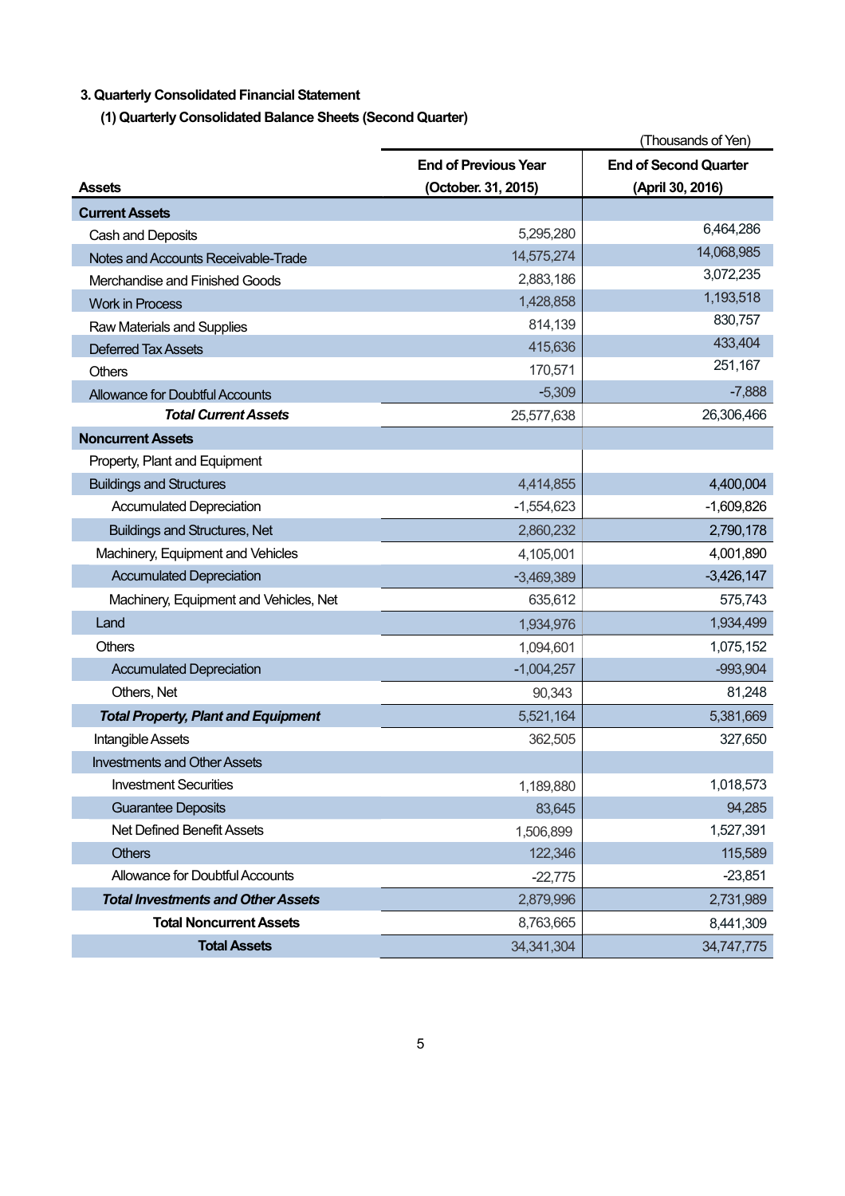### 3. Quarterly Consolidated Financial Statement

#### (1) Quarterly Consolidated Balance Sheets (Second Quarter)

(Thousands of Yen)

| Assets | End of Previous Year (October. 31, 2015) | End of Second Quarter (April 30, 2016) |
|---|---|---|
| **Current Assets** | | |
| Cash and Deposits | 5,295,280 | 6,464,286 |
| Notes and Accounts Receivable-Trade | 14,575,274 | 14,068,985 |
| Merchandise and Finished Goods | 2,883,186 | 3,072,235 |
| Work in Process | 1,428,858 | 1,193,518 |
| Raw Materials and Supplies | 814,139 | 830,757 |
| Deferred Tax Assets | 415,636 | 433,404 |
| Others | 170,571 | 251,167 |
| Allowance for Doubtful Accounts | -5,309 | -7,888 |
| ***Total Current Assets*** | 25,577,638 | 26,306,466 |
| **Noncurrent Assets** | | |
| Property, Plant and Equipment | | |
| Buildings and Structures | 4,414,855 | 4,400,004 |
| Accumulated Depreciation | -1,554,623 | -1,609,826 |
| Buildings and Structures, Net | 2,860,232 | 2,790,178 |
| Machinery, Equipment and Vehicles | 4,105,001 | 4,001,890 |
| Accumulated Depreciation | -3,469,389 | -3,426,147 |
| Machinery, Equipment and Vehicles, Net | 635,612 | 575,743 |
| Land | 1,934,976 | 1,934,499 |
| Others | 1,094,601 | 1,075,152 |
| Accumulated Depreciation | -1,004,257 | -993,904 |
| Others, Net | 90,343 | 81,248 |
| ***Total Property, Plant and Equipment*** | 5,521,164 | 5,381,669 |
| Intangible Assets | 362,505 | 327,650 |
| Investments and Other Assets | | |
| Investment Securities | 1,189,880 | 1,018,573 |
| Guarantee Deposits | 83,645 | 94,285 |
| Net Defined Benefit Assets | 1,506,899 | 1,527,391 |
| Others | 122,346 | 115,589 |
| Allowance for Doubtful Accounts | -22,775 | -23,851 |
| ***Total Investments and Other Assets*** | 2,879,996 | 2,731,989 |
| **Total Noncurrent Assets** | 8,763,665 | 8,441,309 |
| **Total Assets** | 34,341,304 | 34,747,775 |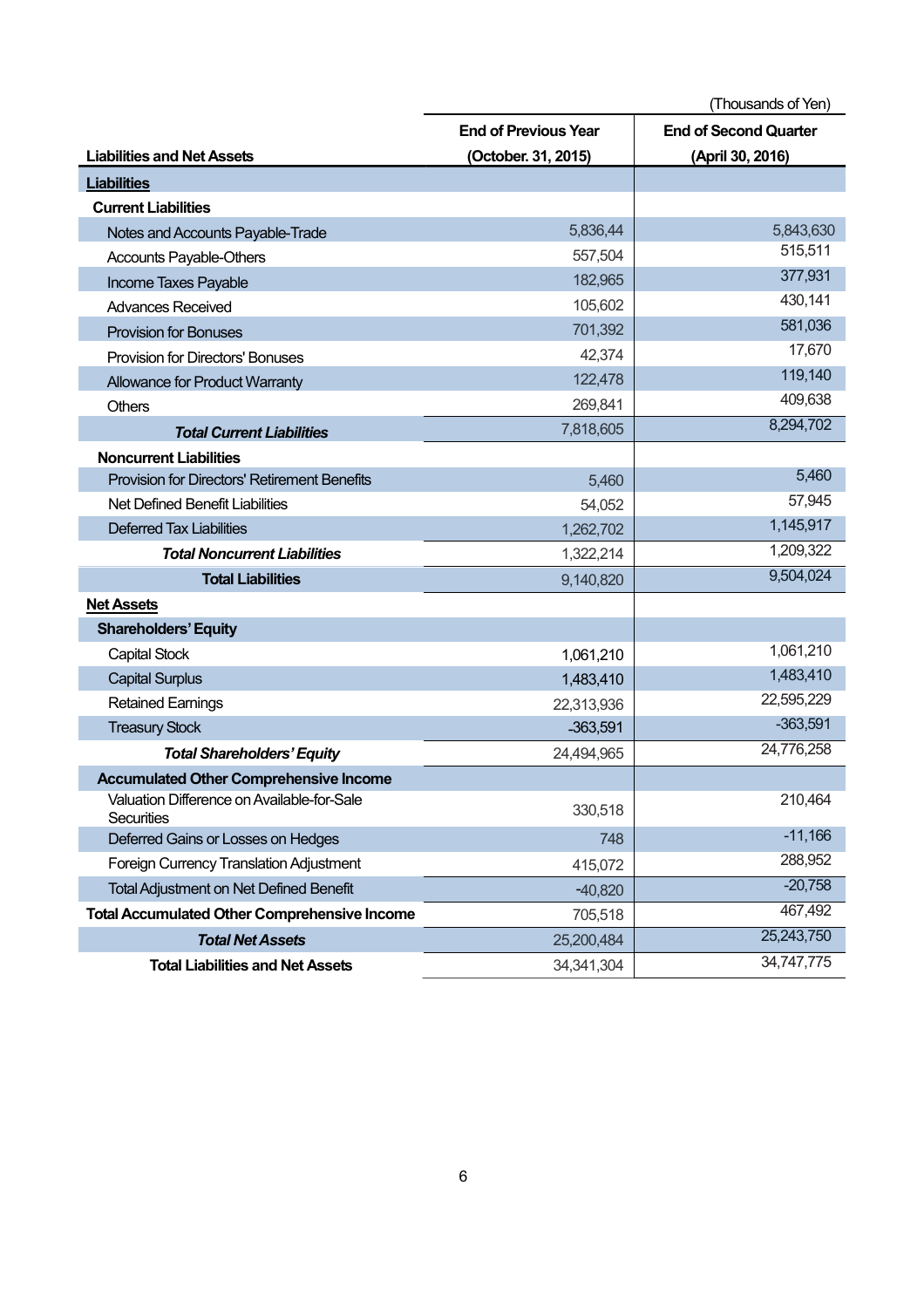(Thousands of Yen)

| Liabilities and Net Assets | End of Previous Year (October. 31, 2015) | End of Second Quarter (April 30, 2016) |
|---|---|---|
| **Liabilities** | | |
| **Current Liabilities** | | |
| Notes and Accounts Payable-Trade | 5,836,44 | 5,843,630 |
| Accounts Payable-Others | 557,504 | 515,511 |
| Income Taxes Payable | 182,965 | 377,931 |
| Advances Received | 105,602 | 430,141 |
| Provision for Bonuses | 701,392 | 581,036 |
| Provision for Directors' Bonuses | 42,374 | 17,670 |
| Allowance for Product Warranty | 122,478 | 119,140 |
| Others | 269,841 | 409,638 |
| ***Total Current Liabilities*** | 7,818,605 | 8,294,702 |
| **Noncurrent Liabilities** | | |
| Provision for Directors' Retirement Benefits | 5,460 | 5,460 |
| Net Defined Benefit Liabilities | 54,052 | 57,945 |
| Deferred Tax Liabilities | 1,262,702 | 1,145,917 |
| ***Total Noncurrent Liabilities*** | 1,322,214 | 1,209,322 |
| **Total Liabilities** | 9,140,820 | 9,504,024 |
| **Net Assets** | | |
| **Shareholders' Equity** | | |
| Capital Stock | 1,061,210 | 1,061,210 |
| Capital Surplus | 1,483,410 | 1,483,410 |
| Retained Earnings | 22,313,936 | 22,595,229 |
| Treasury Stock | -363,591 | -363,591 |
| ***Total Shareholders' Equity*** | 24,494,965 | 24,776,258 |
| **Accumulated Other Comprehensive Income** | | |
| Valuation Difference on Available-for-Sale Securities | 330,518 | 210,464 |
| Deferred Gains or Losses on Hedges | 748 | -11,166 |
| Foreign Currency Translation Adjustment | 415,072 | 288,952 |
| Total Adjustment on Net Defined Benefit | -40,820 | -20,758 |
| **Total Accumulated Other Comprehensive Income** | 705,518 | 467,492 |
| ***Total Net Assets*** | 25,200,484 | 25,243,750 |
| **Total Liabilities and Net Assets** | 34,341,304 | 34,747,775 |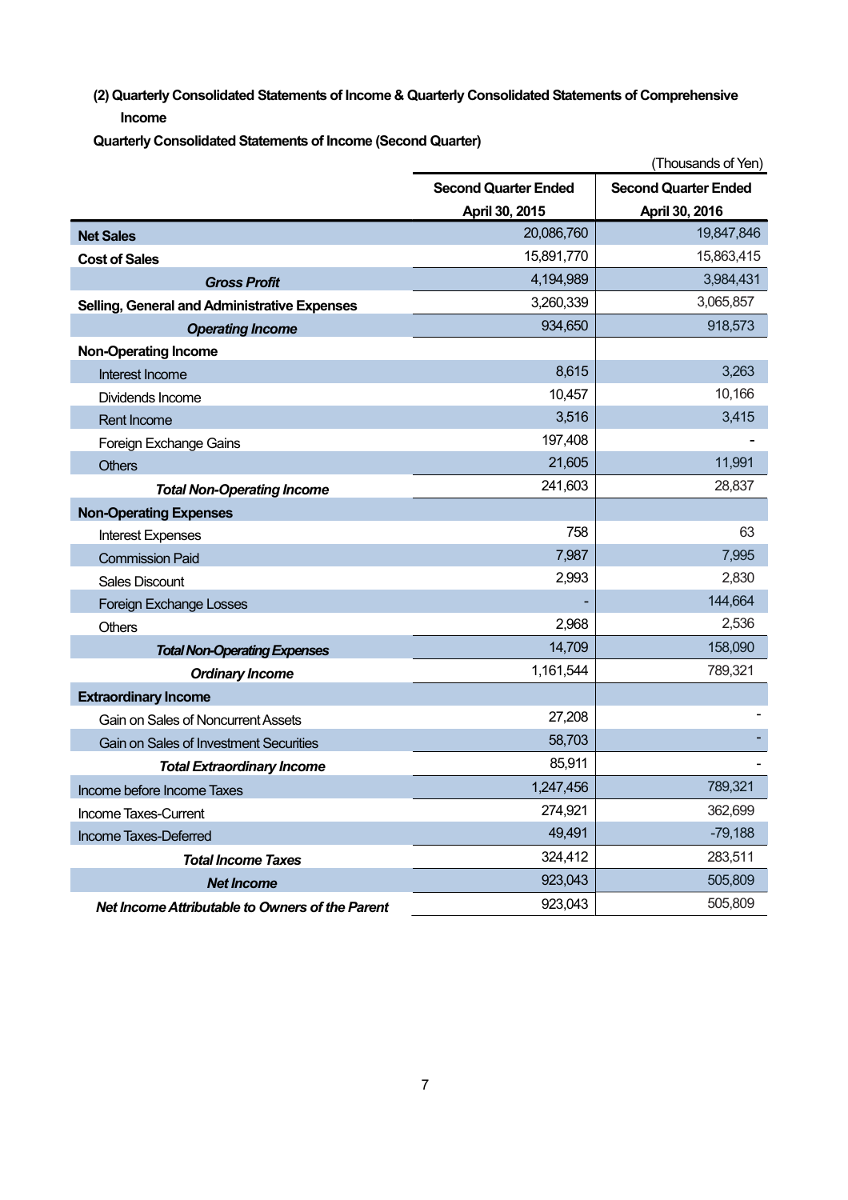### (2) Quarterly Consolidated Statements of Income & Quarterly Consolidated Statements of Comprehensive Income

**Quarterly Consolidated Statements of Income (Second Quarter)**

(Thousands of Yen)

| | Second Quarter Ended April 30, 2015 | Second Quarter Ended April 30, 2016 |
|---|---|---|
| **Net Sales** | 20,086,760 | 19,847,846 |
| **Cost of Sales** | 15,891,770 | 15,863,415 |
| ***Gross Profit*** | 4,194,989 | 3,984,431 |
| **Selling, General and Administrative Expenses** | 3,260,339 | 3,065,857 |
| ***Operating Income*** | 934,650 | 918,573 |
| **Non-Operating Income** | | |
| Interest Income | 8,615 | 3,263 |
| Dividends Income | 10,457 | 10,166 |
| Rent Income | 3,516 | 3,415 |
| Foreign Exchange Gains | 197,408 | - |
| Others | 21,605 | 11,991 |
| ***Total Non-Operating Income*** | 241,603 | 28,837 |
| **Non-Operating Expenses** | | |
| Interest Expenses | 758 | 63 |
| Commission Paid | 7,987 | 7,995 |
| Sales Discount | 2,993 | 2,830 |
| Foreign Exchange Losses | - | 144,664 |
| Others | 2,968 | 2,536 |
| ***Total Non-Operating Expenses*** | 14,709 | 158,090 |
| ***Ordinary Income*** | 1,161,544 | 789,321 |
| **Extraordinary Income** | | |
| Gain on Sales of Noncurrent Assets | 27,208 | - |
| Gain on Sales of Investment Securities | 58,703 | - |
| ***Total Extraordinary Income*** | 85,911 | - |
| Income before Income Taxes | 1,247,456 | 789,321 |
| Income Taxes-Current | 274,921 | 362,699 |
| Income Taxes-Deferred | 49,491 | -79,188 |
| ***Total Income Taxes*** | 324,412 | 283,511 |
| ***Net Income*** | 923,043 | 505,809 |
| ***Net Income Attributable to Owners of the Parent*** | 923,043 | 505,809 |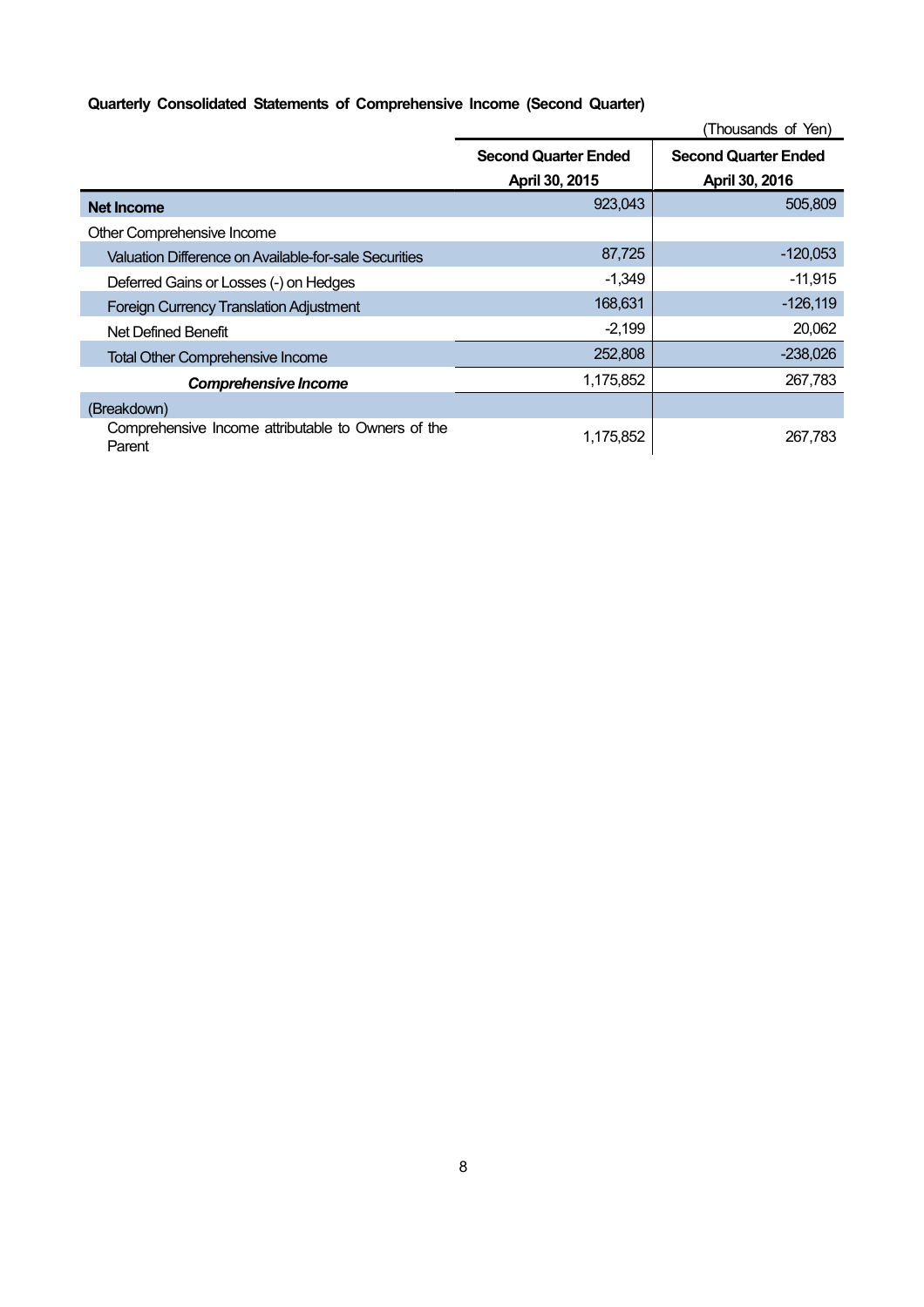**Quarterly Consolidated Statements of Comprehensive Income (Second Quarter)**

(Thousands of Yen)

| | Second Quarter Ended April 30, 2015 | Second Quarter Ended April 30, 2016 |
|---|---|---|
| **Net Income** | 923,043 | 505,809 |
| Other Comprehensive Income | | |
| Valuation Difference on Available-for-sale Securities | 87,725 | -120,053 |
| Deferred Gains or Losses (-) on Hedges | -1,349 | -11,915 |
| Foreign Currency Translation Adjustment | 168,631 | -126,119 |
| Net Defined Benefit | -2,199 | 20,062 |
| Total Other Comprehensive Income | 252,808 | -238,026 |
| ***Comprehensive Income*** | 1,175,852 | 267,783 |
| (Breakdown) | | |
| Comprehensive Income attributable to Owners of the Parent | 1,175,852 | 267,783 |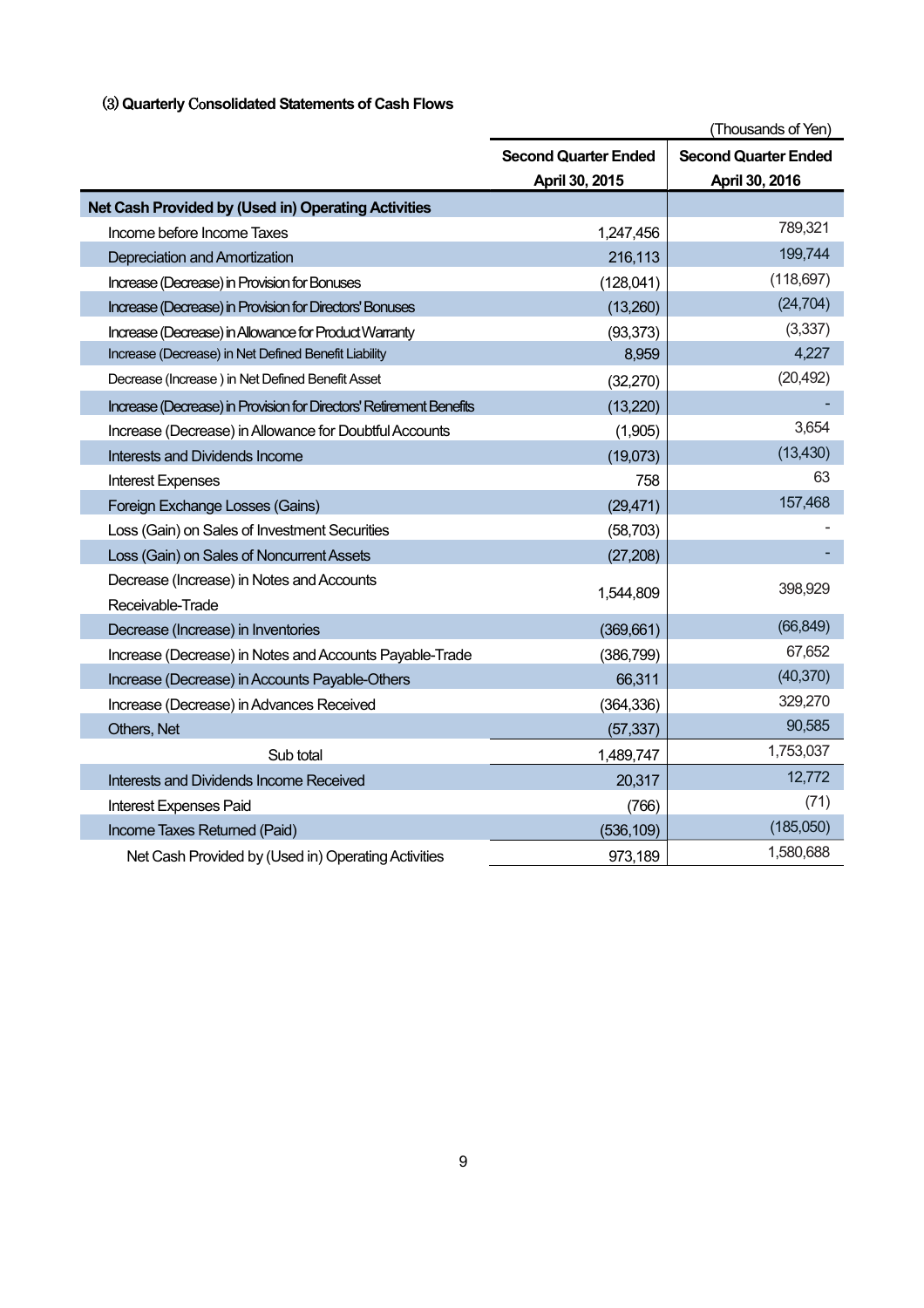### (3) Quarterly Consolidated Statements of Cash Flows

(Thousands of Yen)

| | Second Quarter Ended April 30, 2015 | Second Quarter Ended April 30, 2016 |
|---|---|---|
| **Net Cash Provided by (Used in) Operating Activities** | | |
| Income before Income Taxes | 1,247,456 | 789,321 |
| Depreciation and Amortization | 216,113 | 199,744 |
| Increase (Decrease) in Provision for Bonuses | (128,041) | (118,697) |
| Increase (Decrease) in Provision for Directors' Bonuses | (13,260) | (24,704) |
| Increase (Decrease) in Allowance for Product Warranty | (93,373) | (3,337) |
| Increase (Decrease) in Net Defined Benefit Liability | 8,959 | 4,227 |
| Decrease (Increase ) in Net Defined Benefit Asset | (32,270) | (20,492) |
| Increase (Decrease) in Provision for Directors' Retirement Benefits | (13,220) | - |
| Increase (Decrease) in Allowance for Doubtful Accounts | (1,905) | 3,654 |
| Interests and Dividends Income | (19,073) | (13,430) |
| Interest Expenses | 758 | 63 |
| Foreign Exchange Losses (Gains) | (29,471) | 157,468 |
| Loss (Gain) on Sales of Investment Securities | (58,703) | - |
| Loss (Gain) on Sales of Noncurrent Assets | (27,208) | - |
| Decrease (Increase) in Notes and Accounts Receivable-Trade | 1,544,809 | 398,929 |
| Decrease (Increase) in Inventories | (369,661) | (66,849) |
| Increase (Decrease) in Notes and Accounts Payable-Trade | (386,799) | 67,652 |
| Increase (Decrease) in Accounts Payable-Others | 66,311 | (40,370) |
| Increase (Decrease) in Advances Received | (364,336) | 329,270 |
| Others, Net | (57,337) | 90,585 |
| Sub total | 1,489,747 | 1,753,037 |
| Interests and Dividends Income Received | 20,317 | 12,772 |
| Interest Expenses Paid | (766) | (71) |
| Income Taxes Returned (Paid) | (536,109) | (185,050) |
| Net Cash Provided by (Used in) Operating Activities | 973,189 | 1,580,688 |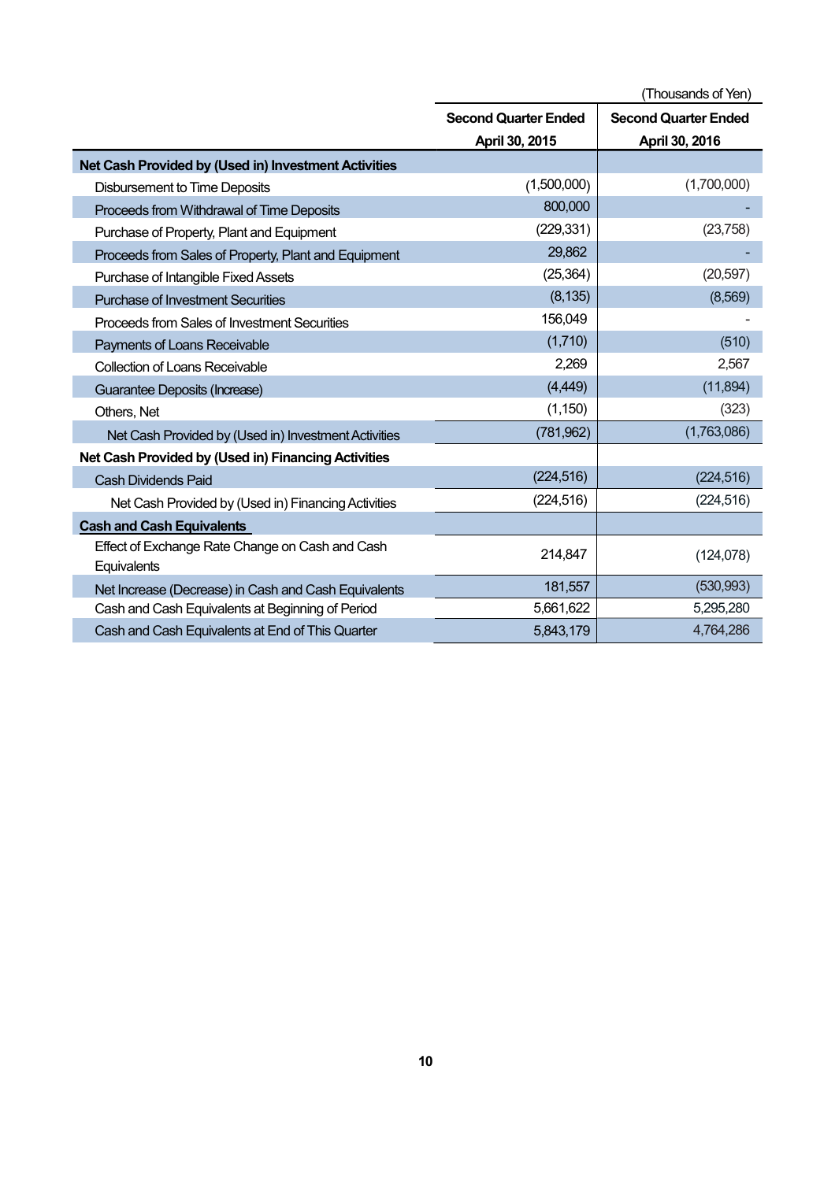(Thousands of Yen)

| | Second Quarter Ended April 30, 2015 | Second Quarter Ended April 30, 2016 |
|---|---|---|
| **Net Cash Provided by (Used in) Investment Activities** | | |
| Disbursement to Time Deposits | (1,500,000) | (1,700,000) |
| Proceeds from Withdrawal of Time Deposits | 800,000 | - |
| Purchase of Property, Plant and Equipment | (229,331) | (23,758) |
| Proceeds from Sales of Property, Plant and Equipment | 29,862 | - |
| Purchase of Intangible Fixed Assets | (25,364) | (20,597) |
| Purchase of Investment Securities | (8,135) | (8,569) |
| Proceeds from Sales of Investment Securities | 156,049 | - |
| Payments of Loans Receivable | (1,710) | (510) |
| Collection of Loans Receivable | 2,269 | 2,567 |
| Guarantee Deposits (Increase) | (4,449) | (11,894) |
| Others, Net | (1,150) | (323) |
| Net Cash Provided by (Used in) Investment Activities | (781,962) | (1,763,086) |
| **Net Cash Provided by (Used in) Financing Activities** | | |
| Cash Dividends Paid | (224,516) | (224,516) |
| Net Cash Provided by (Used in) Financing Activities | (224,516) | (224,516) |
| **Cash and Cash Equivalents** | | |
| Effect of Exchange Rate Change on Cash and Cash Equivalents | 214,847 | (124,078) |
| Net Increase (Decrease) in Cash and Cash Equivalents | 181,557 | (530,993) |
| Cash and Cash Equivalents at Beginning of Period | 5,661,622 | 5,295,280 |
| Cash and Cash Equivalents at End of This Quarter | 5,843,179 | 4,764,286 |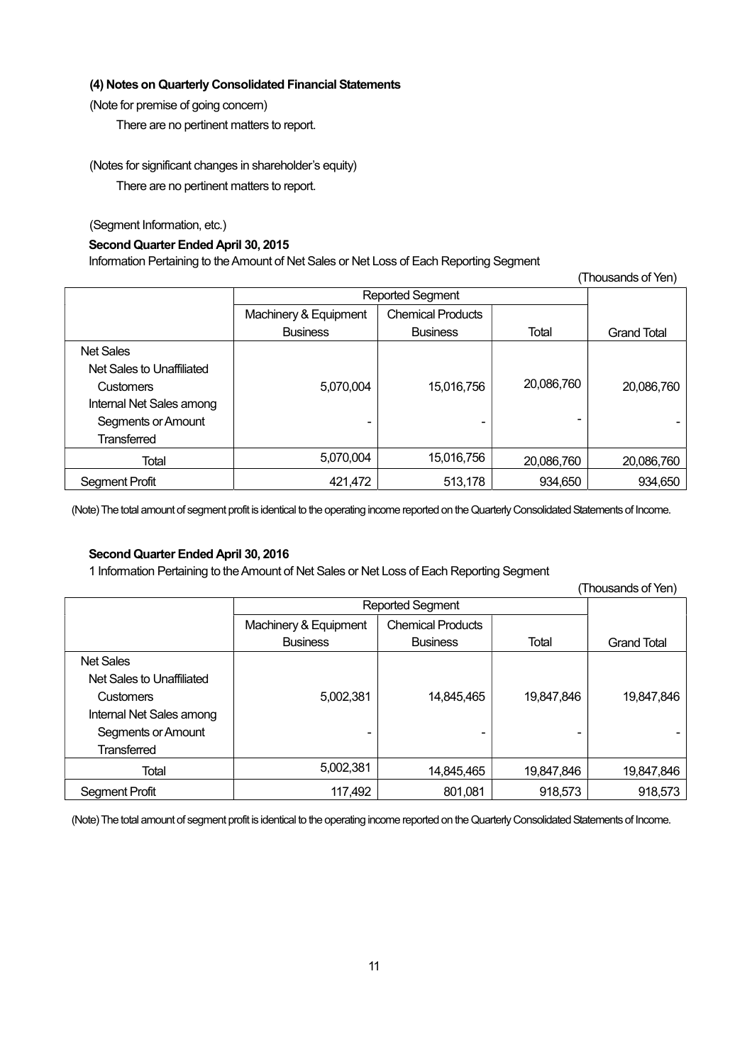### (4) Notes on Quarterly Consolidated Financial Statements

(Note for premise of going concern)

There are no pertinent matters to report.

(Notes for significant changes in shareholder's equity)

There are no pertinent matters to report.

(Segment Information, etc.)

**Second Quarter Ended April 30, 2015**

Information Pertaining to the Amount of Net Sales or Net Loss of Each Reporting Segment

(Thousands of Yen)

| | Reported Segment | | | Grand Total |
|---|---|---|---|---|
| | Machinery & Equipment Business | Chemical Products Business | Total | |
| Net Sales | | | | |
| Net Sales to Unaffiliated Customers | 5,070,004 | 15,016,756 | 20,086,760 | 20,086,760 |
| Internal Net Sales among Segments or Amount Transferred | - | - | - | - |
| Total | 5,070,004 | 15,016,756 | 20,086,760 | 20,086,760 |
| Segment Profit | 421,472 | 513,178 | 934,650 | 934,650 |

(Note) The total amount of segment profit is identical to the operating income reported on the Quarterly Consolidated Statements of Income.

**Second Quarter Ended April 30, 2016**

1 Information Pertaining to the Amount of Net Sales or Net Loss of Each Reporting Segment

(Thousands of Yen)

| | Reported Segment | | | Grand Total |
|---|---|---|---|---|
| | Machinery & Equipment Business | Chemical Products Business | Total | |
| Net Sales | | | | |
| Net Sales to Unaffiliated Customers | 5,002,381 | 14,845,465 | 19,847,846 | 19,847,846 |
| Internal Net Sales among Segments or Amount Transferred | - | - | - | - |
| Total | 5,002,381 | 14,845,465 | 19,847,846 | 19,847,846 |
| Segment Profit | 117,492 | 801,081 | 918,573 | 918,573 |

(Note) The total amount of segment profit is identical to the operating income reported on the Quarterly Consolidated Statements of Income.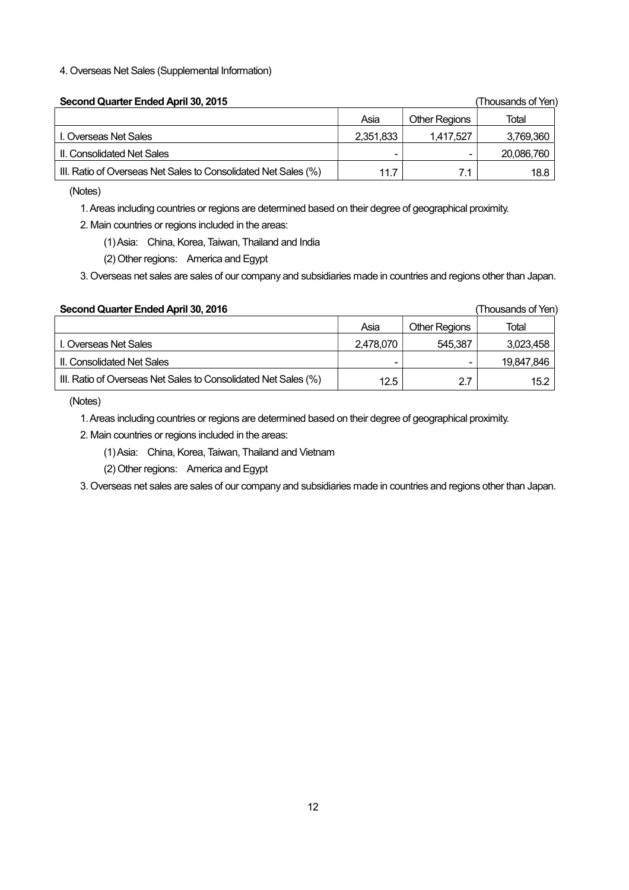4. Overseas Net Sales (Supplemental Information)

**Second Quarter Ended April 30, 2015** (Thousands of Yen)

| | Asia | Other Regions | Total |
|---|---|---|---|
| I. Overseas Net Sales | 2,351,833 | 1,417,527 | 3,769,360 |
| II. Consolidated Net Sales | - | - | 20,086,760 |
| III. Ratio of Overseas Net Sales to Consolidated Net Sales (%) | 11.7 | 7.1 | 18.8 |

(Notes)

1. Areas including countries or regions are determined based on their degree of geographical proximity.
2. Main countries or regions included in the areas:
   (1) Asia: China, Korea, Taiwan, Thailand and India
   (2) Other regions: America and Egypt
3. Overseas net sales are sales of our company and subsidiaries made in countries and regions other than Japan.

**Second Quarter Ended April 30, 2016** (Thousands of Yen)

| | Asia | Other Regions | Total |
|---|---|---|---|
| I. Overseas Net Sales | 2,478,070 | 545,387 | 3,023,458 |
| II. Consolidated Net Sales | - | - | 19,847,846 |
| III. Ratio of Overseas Net Sales to Consolidated Net Sales (%) | 12.5 | 2.7 | 15.2 |

(Notes)

1. Areas including countries or regions are determined based on their degree of geographical proximity.
2. Main countries or regions included in the areas:
   (1) Asia: China, Korea, Taiwan, Thailand and Vietnam
   (2) Other regions: America and Egypt
3. Overseas net sales are sales of our company and subsidiaries made in countries and regions other than Japan.